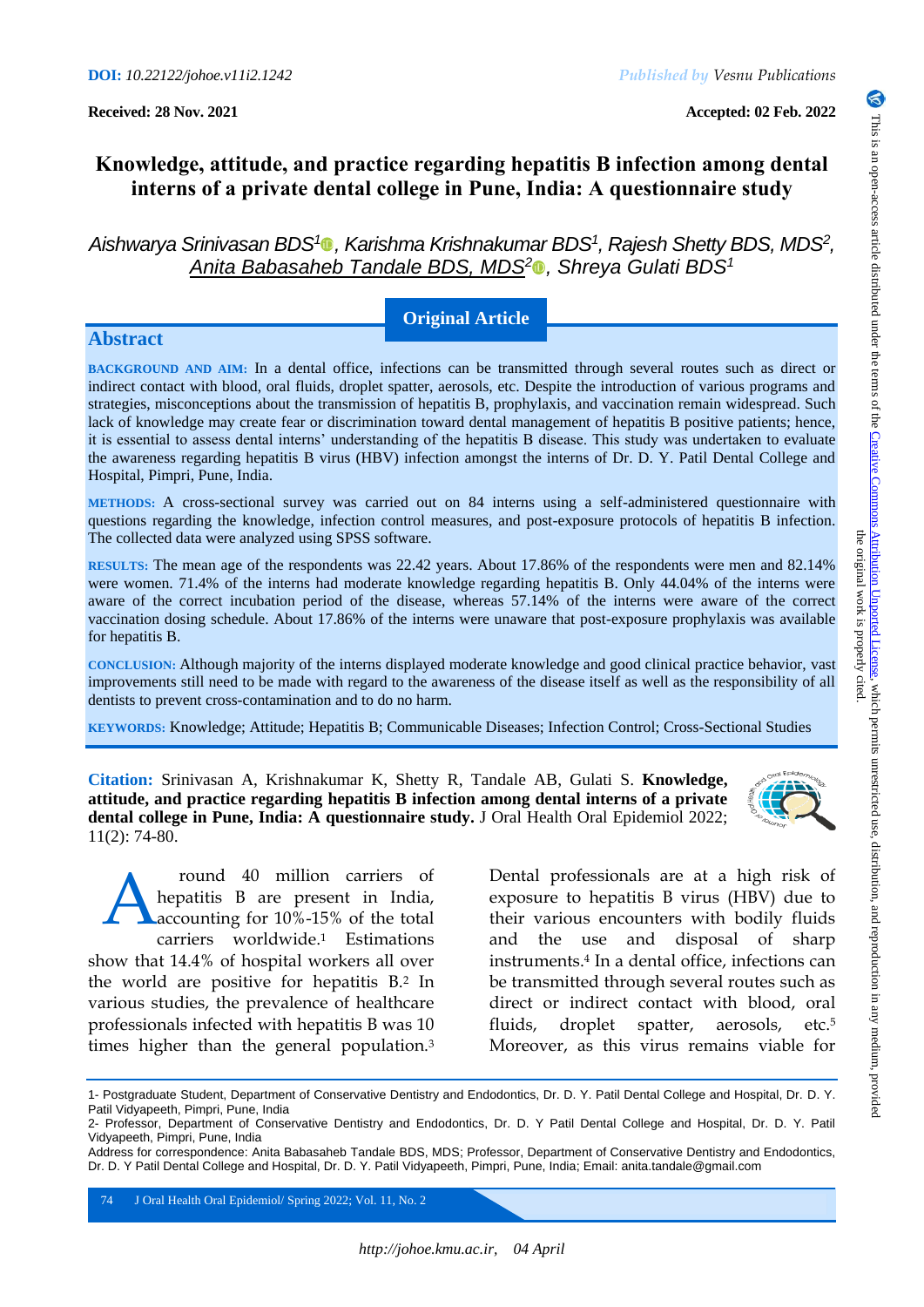**DOI:** *10.22122/johoe.v11i2.1242*

*Published by Vesnu Publications*

**Received: 28 Nov. 2021**

**Accepted: 02 Feb. 2022**

# Knowledge, attitude, and practice regarding hepatitis B infection among dental interns of a private dental college in Pune, India: A questionnaire study

*Aishwarya Srinivasan BDS[1], Karishma Krishnakumar BDS[1], Rajesh Shetty BDS, MDS[2], Anita Babasaheb Tandale BDS, MDS[2], Shreya Gulati BDS[1]*

**Original Article**

## Abstract

**BACKGROUND AND AIM:** In a dental office, infections can be transmitted through several routes such as direct or indirect contact with blood, oral fluids, droplet spatter, aerosols, etc. Despite the introduction of various programs and strategies, misconceptions about the transmission of hepatitis B, prophylaxis, and vaccination remain widespread. Such lack of knowledge may create fear or discrimination toward dental management of hepatitis B positive patients; hence, it is essential to assess dental interns' understanding of the hepatitis B disease. This study was undertaken to evaluate the awareness regarding hepatitis B virus (HBV) infection amongst the interns of Dr. D. Y. Patil Dental College and Hospital, Pimpri, Pune, India.

**METHODS:** A cross-sectional survey was carried out on 84 interns using a self-administered questionnaire with questions regarding the knowledge, infection control measures, and post-exposure protocols of hepatitis B infection. The collected data were analyzed using SPSS software.

**RESULTS:** The mean age of the respondents was 22.42 years. About 17.86% of the respondents were men and 82.14% were women. 71.4% of the interns had moderate knowledge regarding hepatitis B. Only 44.04% of the interns were aware of the correct incubation period of the disease, whereas 57.14% of the interns were aware of the correct vaccination dosing schedule. About 17.86% of the interns were unaware that post-exposure prophylaxis was available for hepatitis B.

**CONCLUSION:** Although majority of the interns displayed moderate knowledge and good clinical practice behavior, vast improvements still need to be made with regard to the awareness of the disease itself as well as the responsibility of all dentists to prevent cross-contamination and to do no harm.

**KEYWORDS:** Knowledge; Attitude; Hepatitis B; Communicable Diseases; Infection Control; Cross-Sectional Studies

**Citation:** Srinivasan A, Krishnakumar K, Shetty R, Tandale AB, Gulati S. **Knowledge, attitude, and practice regarding hepatitis B infection among dental interns of a private dental college in Pune, India: A questionnaire study.** J Oral Health Oral Epidemiol 2022; 11(2): 74-80.

Around 40 million carriers of hepatitis B are present in India, accounting for 10%-15% of the total carriers worldwide.[1] Estimations show that 14.4% of hospital workers all over the world are positive for hepatitis B.[2] In various studies, the prevalence of healthcare professionals infected with hepatitis B was 10 times higher than the general population.[3]

Dental professionals are at a high risk of exposure to hepatitis B virus (HBV) due to their various encounters with bodily fluids and the use and disposal of sharp instruments.[4] In a dental office, infections can be transmitted through several routes such as direct or indirect contact with blood, oral fluids, droplet spatter, aerosols, etc.[5] Moreover, as this virus remains viable for

1- Postgraduate Student, Department of Conservative Dentistry and Endodontics, Dr. D. Y. Patil Dental College and Hospital, Dr. D. Y. Patil Vidyapeeth, Pimpri, Pune, India

2- Professor, Department of Conservative Dentistry and Endodontics, Dr. D. Y Patil Dental College and Hospital, Dr. D. Y. Patil Vidyapeeth, Pimpri, Pune, India

Address for correspondence: Anita Babasaheb Tandale BDS, MDS; Professor, Department of Conservative Dentistry and Endodontics, Dr. D. Y Patil Dental College and Hospital, Dr. D. Y. Patil Vidyapeeth, Pimpri, Pune, India; Email: anita.tandale@gmail.com

This is an open-access article distributed under the terms of the Creative Commons Attribution Unported License, which permits unrestricted use, distribution, and reproduction in any medium, provided the original work is properly cited.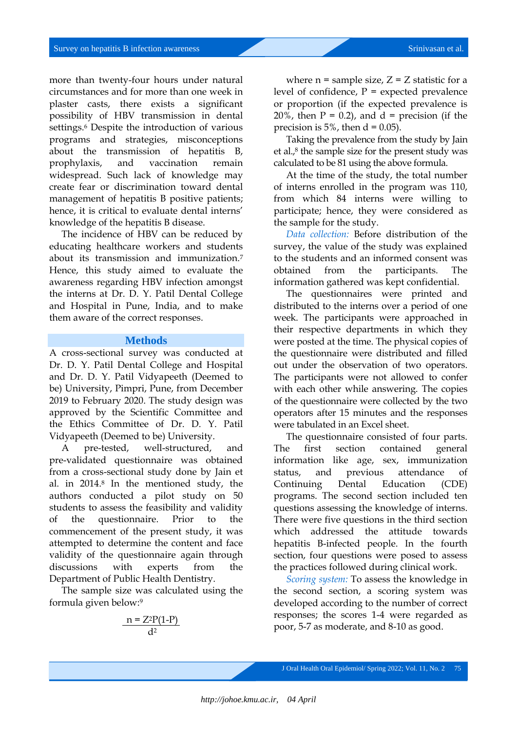more than twenty-four hours under natural circumstances and for more than one week in plaster casts, there exists a significant possibility of HBV transmission in dental settings.[6] Despite the introduction of various programs and strategies, misconceptions about the transmission of hepatitis B, prophylaxis, and vaccination remain widespread. Such lack of knowledge may create fear or discrimination toward dental management of hepatitis B positive patients; hence, it is critical to evaluate dental interns' knowledge of the hepatitis B disease.

The incidence of HBV can be reduced by educating healthcare workers and students about its transmission and immunization.[7] Hence, this study aimed to evaluate the awareness regarding HBV infection amongst the interns at Dr. D. Y. Patil Dental College and Hospital in Pune, India, and to make them aware of the correct responses.

## Methods

A cross-sectional survey was conducted at Dr. D. Y. Patil Dental College and Hospital and Dr. D. Y. Patil Vidyapeeth (Deemed to be) University, Pimpri, Pune, from December 2019 to February 2020. The study design was approved by the Scientific Committee and the Ethics Committee of Dr. D. Y. Patil Vidyapeeth (Deemed to be) University.

A pre-tested, well-structured, and pre-validated questionnaire was obtained from a cross-sectional study done by Jain et al. in 2014.[8] In the mentioned study, the authors conducted a pilot study on 50 students to assess the feasibility and validity of the questionnaire. Prior to the commencement of the present study, it was attempted to determine the content and face validity of the questionnaire again through discussions with experts from the Department of Public Health Dentistry.

The sample size was calculated using the formula given below:[9]

$$n = \frac{Z^2 P(1-P)}{d^2}$$

where n = sample size, Z = Z statistic for a level of confidence, P = expected prevalence or proportion (if the expected prevalence is 20%, then P = 0.2), and d = precision (if the precision is 5%, then d = 0.05).

Taking the prevalence from the study by Jain et al.,[8] the sample size for the present study was calculated to be 81 using the above formula.

At the time of the study, the total number of interns enrolled in the program was 110, from which 84 interns were willing to participate; hence, they were considered as the sample for the study.

*Data collection:* Before distribution of the survey, the value of the study was explained to the students and an informed consent was obtained from the participants. The information gathered was kept confidential.

The questionnaires were printed and distributed to the interns over a period of one week. The participants were approached in their respective departments in which they were posted at the time. The physical copies of the questionnaire were distributed and filled out under the observation of two operators. The participants were not allowed to confer with each other while answering. The copies of the questionnaire were collected by the two operators after 15 minutes and the responses were tabulated in an Excel sheet.

The questionnaire consisted of four parts. The first section contained general information like age, sex, immunization status, and previous attendance of Continuing Dental Education (CDE) programs. The second section included ten questions assessing the knowledge of interns. There were five questions in the third section which addressed the attitude towards hepatitis B-infected people. In the fourth section, four questions were posed to assess the practices followed during clinical work.

*Scoring system:* To assess the knowledge in the second section, a scoring system was developed according to the number of correct responses; the scores 1-4 were regarded as poor, 5-7 as moderate, and 8-10 as good.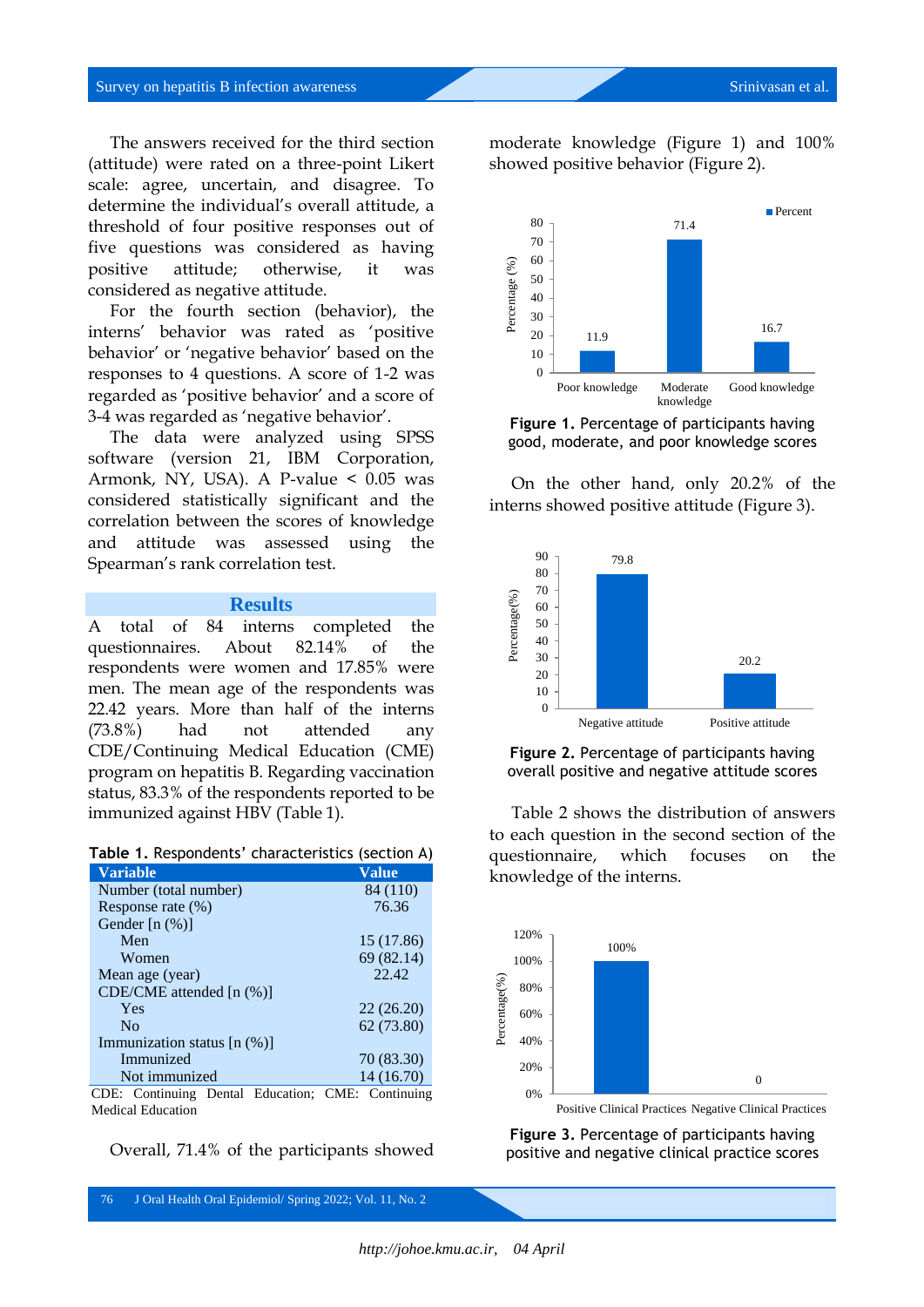The answers received for the third section (attitude) were rated on a three-point Likert scale: agree, uncertain, and disagree. To determine the individual's overall attitude, a threshold of four positive responses out of five questions was considered as having positive attitude; otherwise, it was considered as negative attitude.

For the fourth section (behavior), the interns' behavior was rated as 'positive behavior' or 'negative behavior' based on the responses to 4 questions. A score of 1-2 was regarded as 'positive behavior' and a score of 3-4 was regarded as 'negative behavior'.

The data were analyzed using SPSS software (version 21, IBM Corporation, Armonk, NY, USA). A P-value < 0.05 was considered statistically significant and the correlation between the scores of knowledge and attitude was assessed using the Spearman's rank correlation test.

## Results

A total of 84 interns completed the questionnaires. About 82.14% of the respondents were women and 17.85% were men. The mean age of the respondents was 22.42 years. More than half of the interns (73.8%) had not attended any CDE/Continuing Medical Education (CME) program on hepatitis B. Regarding vaccination status, 83.3% of the respondents reported to be immunized against HBV (Table 1).

**Table 1.** Respondents' characteristics (section A)

| Variable | Value |
|---|---|
| Number (total number) | 84 (110) |
| Response rate (%) | 76.36 |
| Gender [n (%)] | |
| Men | 15 (17.86) |
| Women | 69 (82.14) |
| Mean age (year) | 22.42 |
| CDE/CME attended [n (%)] | |
| Yes | 22 (26.20) |
| No | 62 (73.80) |
| Immunization status [n (%)] | |
| Immunized | 70 (83.30) |
| Not immunized | 14 (16.70) |

CDE: Continuing Dental Education; CME: Continuing Medical Education

Overall, 71.4% of the participants showed moderate knowledge (Figure 1) and 100% showed positive behavior (Figure 2).

**Figure 1.** Percentage of participants having good, moderate, and poor knowledge scores

On the other hand, only 20.2% of the interns showed positive attitude (Figure 3).

**Figure 2.** Percentage of participants having overall positive and negative attitude scores

Table 2 shows the distribution of answers to each question in the second section of the questionnaire, which focuses on the knowledge of the interns.

**Figure 3.** Percentage of participants having positive and negative clinical practice scores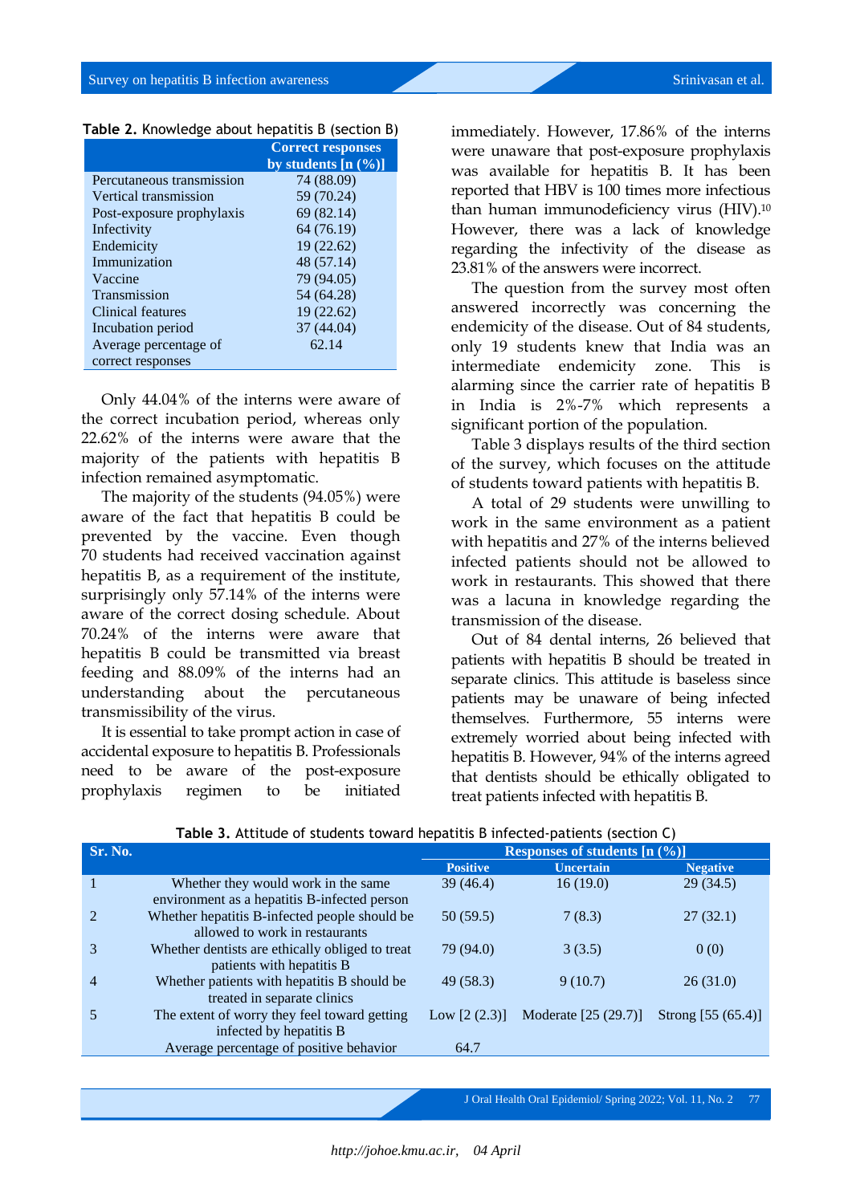**Table 2.** Knowledge about hepatitis B (section B)

| | Correct responses by students [n (%)] |
|---|---|
| Percutaneous transmission | 74 (88.09) |
| Vertical transmission | 59 (70.24) |
| Post-exposure prophylaxis | 69 (82.14) |
| Infectivity | 64 (76.19) |
| Endemicity | 19 (22.62) |
| Immunization | 48 (57.14) |
| Vaccine | 79 (94.05) |
| Transmission | 54 (64.28) |
| Clinical features | 19 (22.62) |
| Incubation period | 37 (44.04) |
| Average percentage of correct responses | 62.14 |

Only 44.04% of the interns were aware of the correct incubation period, whereas only 22.62% of the interns were aware that the majority of the patients with hepatitis B infection remained asymptomatic.

The majority of the students (94.05%) were aware of the fact that hepatitis B could be prevented by the vaccine. Even though 70 students had received vaccination against hepatitis B, as a requirement of the institute, surprisingly only 57.14% of the interns were aware of the correct dosing schedule. About 70.24% of the interns were aware that hepatitis B could be transmitted via breast feeding and 88.09% of the interns had an understanding about the percutaneous transmissibility of the virus.

It is essential to take prompt action in case of accidental exposure to hepatitis B. Professionals need to be aware of the post-exposure prophylaxis regimen to be initiated immediately. However, 17.86% of the interns were unaware that post-exposure prophylaxis was available for hepatitis B. It has been reported that HBV is 100 times more infectious than human immunodeficiency virus (HIV).[10] However, there was a lack of knowledge regarding the infectivity of the disease as 23.81% of the answers were incorrect.

The question from the survey most often answered incorrectly was concerning the endemicity of the disease. Out of 84 students, only 19 students knew that India was an intermediate endemicity zone. This is alarming since the carrier rate of hepatitis B in India is 2%-7% which represents a significant portion of the population.

Table 3 displays results of the third section of the survey, which focuses on the attitude of students toward patients with hepatitis B.

A total of 29 students were unwilling to work in the same environment as a patient with hepatitis and 27% of the interns believed infected patients should not be allowed to work in restaurants. This showed that there was a lacuna in knowledge regarding the transmission of the disease.

Out of 84 dental interns, 26 believed that patients with hepatitis B should be treated in separate clinics. This attitude is baseless since patients may be unaware of being infected themselves. Furthermore, 55 interns were extremely worried about being infected with hepatitis B. However, 94% of the interns agreed that dentists should be ethically obligated to treat patients infected with hepatitis B.

**Table 3.** Attitude of students toward hepatitis B infected-patients (section C)

| Sr. No. | | Responses of students [n (%)] | | |
|---|---|---|---|---|
| | | Positive | Uncertain | Negative |
| 1 | Whether they would work in the same environment as a hepatitis B-infected person | 39 (46.4) | 16 (19.0) | 29 (34.5) |
| 2 | Whether hepatitis B-infected people should be allowed to work in restaurants | 50 (59.5) | 7 (8.3) | 27 (32.1) |
| 3 | Whether dentists are ethically obliged to treat patients with hepatitis B | 79 (94.0) | 3 (3.5) | 0 (0) |
| 4 | Whether patients with hepatitis B should be treated in separate clinics | 49 (58.3) | 9 (10.7) | 26 (31.0) |
| 5 | The extent of worry they feel toward getting infected by hepatitis B | Low [2 (2.3)] | Moderate [25 (29.7)] | Strong [55 (65.4)] |
| | Average percentage of positive behavior | 64.7 | | |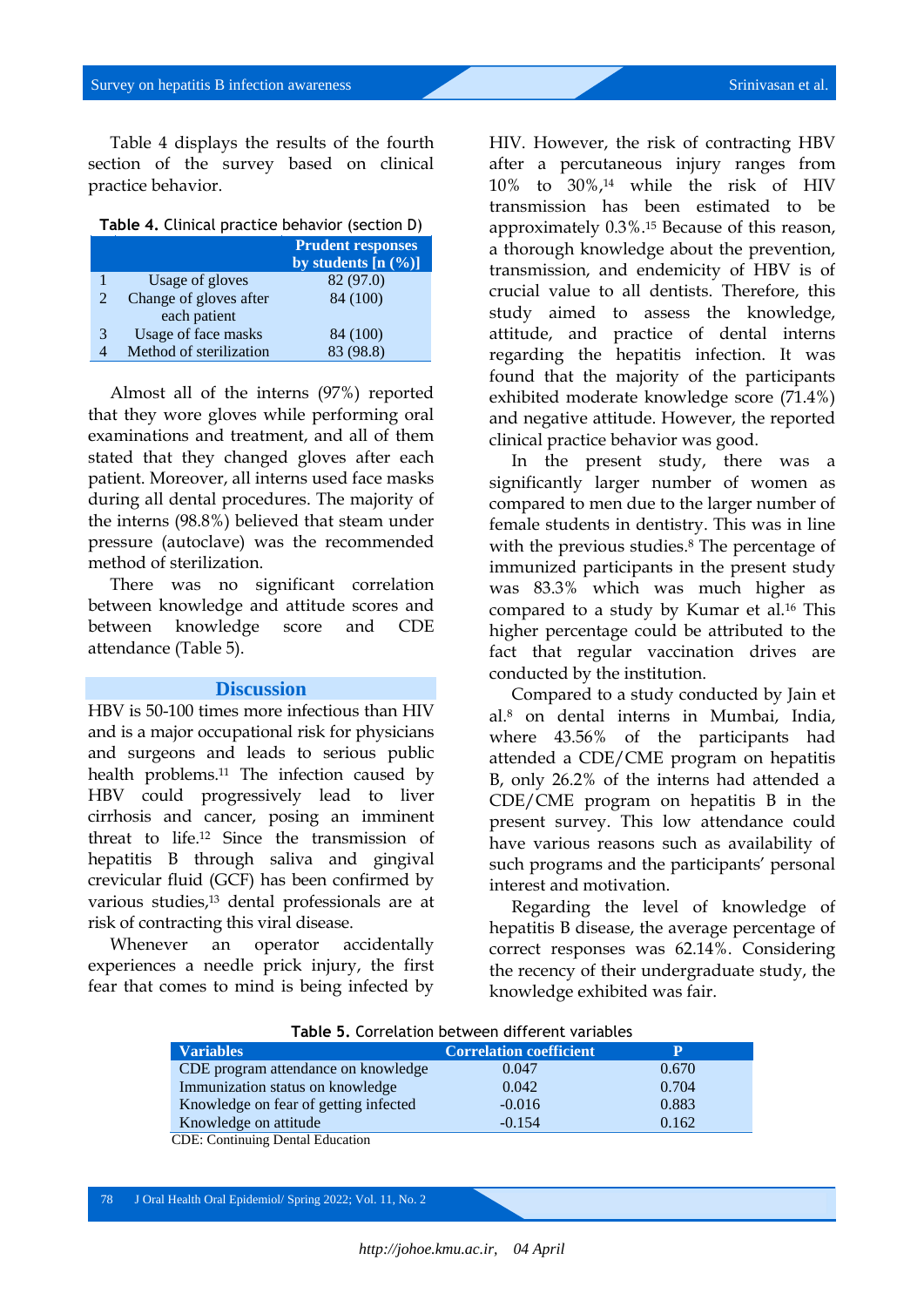Table 4 displays the results of the fourth section of the survey based on clinical practice behavior.

**Table 4.** Clinical practice behavior (section D)

| | | Prudent responses by students [n (%)] |
|---|---|---|
| 1 | Usage of gloves | 82 (97.0) |
| 2 | Change of gloves after each patient | 84 (100) |
| 3 | Usage of face masks | 84 (100) |
| 4 | Method of sterilization | 83 (98.8) |

Almost all of the interns (97%) reported that they wore gloves while performing oral examinations and treatment, and all of them stated that they changed gloves after each patient. Moreover, all interns used face masks during all dental procedures. The majority of the interns (98.8%) believed that steam under pressure (autoclave) was the recommended method of sterilization.

There was no significant correlation between knowledge and attitude scores and between knowledge score and CDE attendance (Table 5).

## Discussion

HBV is 50-100 times more infectious than HIV and is a major occupational risk for physicians and surgeons and leads to serious public health problems.[11] The infection caused by HBV could progressively lead to liver cirrhosis and cancer, posing an imminent threat to life.[12] Since the transmission of hepatitis B through saliva and gingival crevicular fluid (GCF) has been confirmed by various studies,[13] dental professionals are at risk of contracting this viral disease.

Whenever an operator accidentally experiences a needle prick injury, the first fear that comes to mind is being infected by HIV. However, the risk of contracting HBV after a percutaneous injury ranges from 10% to 30%,[14] while the risk of HIV transmission has been estimated to be approximately 0.3%.[15] Because of this reason, a thorough knowledge about the prevention, transmission, and endemicity of HBV is of crucial value to all dentists. Therefore, this study aimed to assess the knowledge, attitude, and practice of dental interns regarding the hepatitis infection. It was found that the majority of the participants exhibited moderate knowledge score (71.4%) and negative attitude. However, the reported clinical practice behavior was good.

In the present study, there was a significantly larger number of women as compared to men due to the larger number of female students in dentistry. This was in line with the previous studies.[8] The percentage of immunized participants in the present study was 83.3% which was much higher as compared to a study by Kumar et al.[16] This higher percentage could be attributed to the fact that regular vaccination drives are conducted by the institution.

Compared to a study conducted by Jain et al.[8] on dental interns in Mumbai, India, where 43.56% of the participants had attended a CDE/CME program on hepatitis B, only 26.2% of the interns had attended a CDE/CME program on hepatitis B in the present survey. This low attendance could have various reasons such as availability of such programs and the participants' personal interest and motivation.

Regarding the level of knowledge of hepatitis B disease, the average percentage of correct responses was 62.14%. Considering the recency of their undergraduate study, the knowledge exhibited was fair.

**Table 5.** Correlation between different variables

| Variables | Correlation coefficient | P |
|---|---|---|
| CDE program attendance on knowledge | 0.047 | 0.670 |
| Immunization status on knowledge | 0.042 | 0.704 |
| Knowledge on fear of getting infected | -0.016 | 0.883 |
| Knowledge on attitude | -0.154 | 0.162 |

CDE: Continuing Dental Education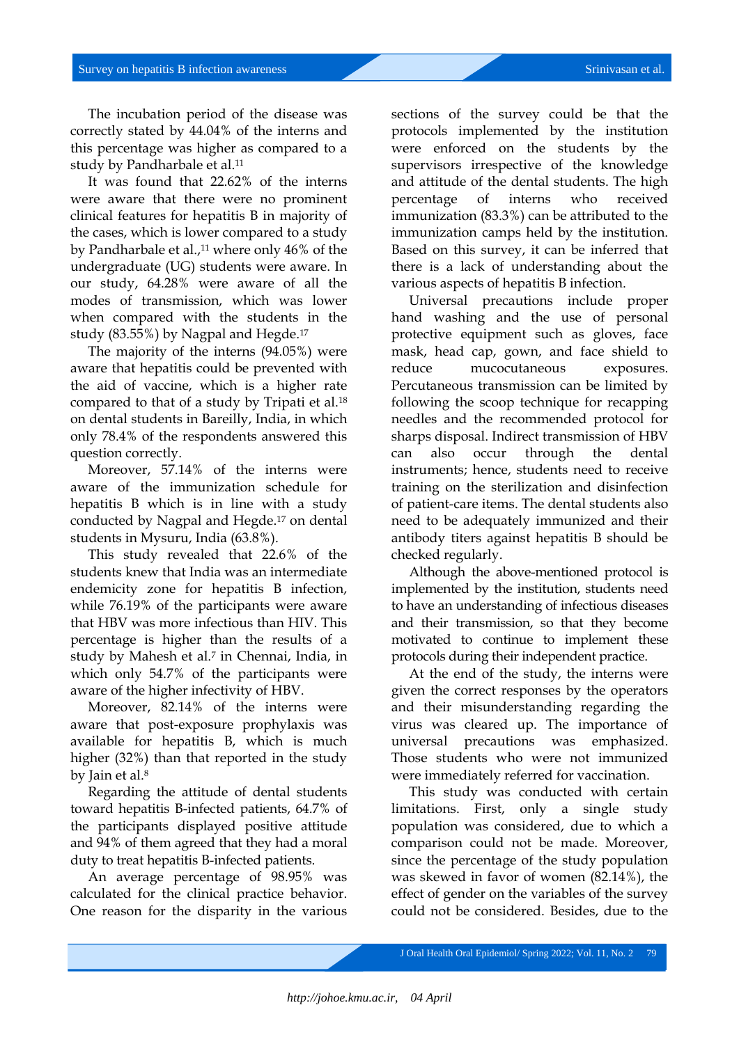The incubation period of the disease was correctly stated by 44.04% of the interns and this percentage was higher as compared to a study by Pandharbale et al.[11]

It was found that 22.62% of the interns were aware that there were no prominent clinical features for hepatitis B in majority of the cases, which is lower compared to a study by Pandharbale et al.,[11] where only 46% of the undergraduate (UG) students were aware. In our study, 64.28% were aware of all the modes of transmission, which was lower when compared with the students in the study (83.55%) by Nagpal and Hegde.[17]

The majority of the interns (94.05%) were aware that hepatitis could be prevented with the aid of vaccine, which is a higher rate compared to that of a study by Tripati et al.[18] on dental students in Bareilly, India, in which only 78.4% of the respondents answered this question correctly.

Moreover, 57.14% of the interns were aware of the immunization schedule for hepatitis B which is in line with a study conducted by Nagpal and Hegde.[17] on dental students in Mysuru, India (63.8%).

This study revealed that 22.6% of the students knew that India was an intermediate endemicity zone for hepatitis B infection, while 76.19% of the participants were aware that HBV was more infectious than HIV. This percentage is higher than the results of a study by Mahesh et al.[7] in Chennai, India, in which only 54.7% of the participants were aware of the higher infectivity of HBV.

Moreover, 82.14% of the interns were aware that post-exposure prophylaxis was available for hepatitis B, which is much higher (32%) than that reported in the study by Jain et al.[8]

Regarding the attitude of dental students toward hepatitis B-infected patients, 64.7% of the participants displayed positive attitude and 94% of them agreed that they had a moral duty to treat hepatitis B-infected patients.

An average percentage of 98.95% was calculated for the clinical practice behavior. One reason for the disparity in the various sections of the survey could be that the protocols implemented by the institution were enforced on the students by the supervisors irrespective of the knowledge and attitude of the dental students. The high percentage of interns who received immunization (83.3%) can be attributed to the immunization camps held by the institution. Based on this survey, it can be inferred that there is a lack of understanding about the various aspects of hepatitis B infection.

Universal precautions include proper hand washing and the use of personal protective equipment such as gloves, face mask, head cap, gown, and face shield to reduce mucocutaneous exposures. Percutaneous transmission can be limited by following the scoop technique for recapping needles and the recommended protocol for sharps disposal. Indirect transmission of HBV can also occur through the dental instruments; hence, students need to receive training on the sterilization and disinfection of patient-care items. The dental students also need to be adequately immunized and their antibody titers against hepatitis B should be checked regularly.

Although the above-mentioned protocol is implemented by the institution, students need to have an understanding of infectious diseases and their transmission, so that they become motivated to continue to implement these protocols during their independent practice.

At the end of the study, the interns were given the correct responses by the operators and their misunderstanding regarding the virus was cleared up. The importance of universal precautions was emphasized. Those students who were not immunized were immediately referred for vaccination.

This study was conducted with certain limitations. First, only a single study population was considered, due to which a comparison could not be made. Moreover, since the percentage of the study population was skewed in favor of women (82.14%), the effect of gender on the variables of the survey could not be considered. Besides, due to the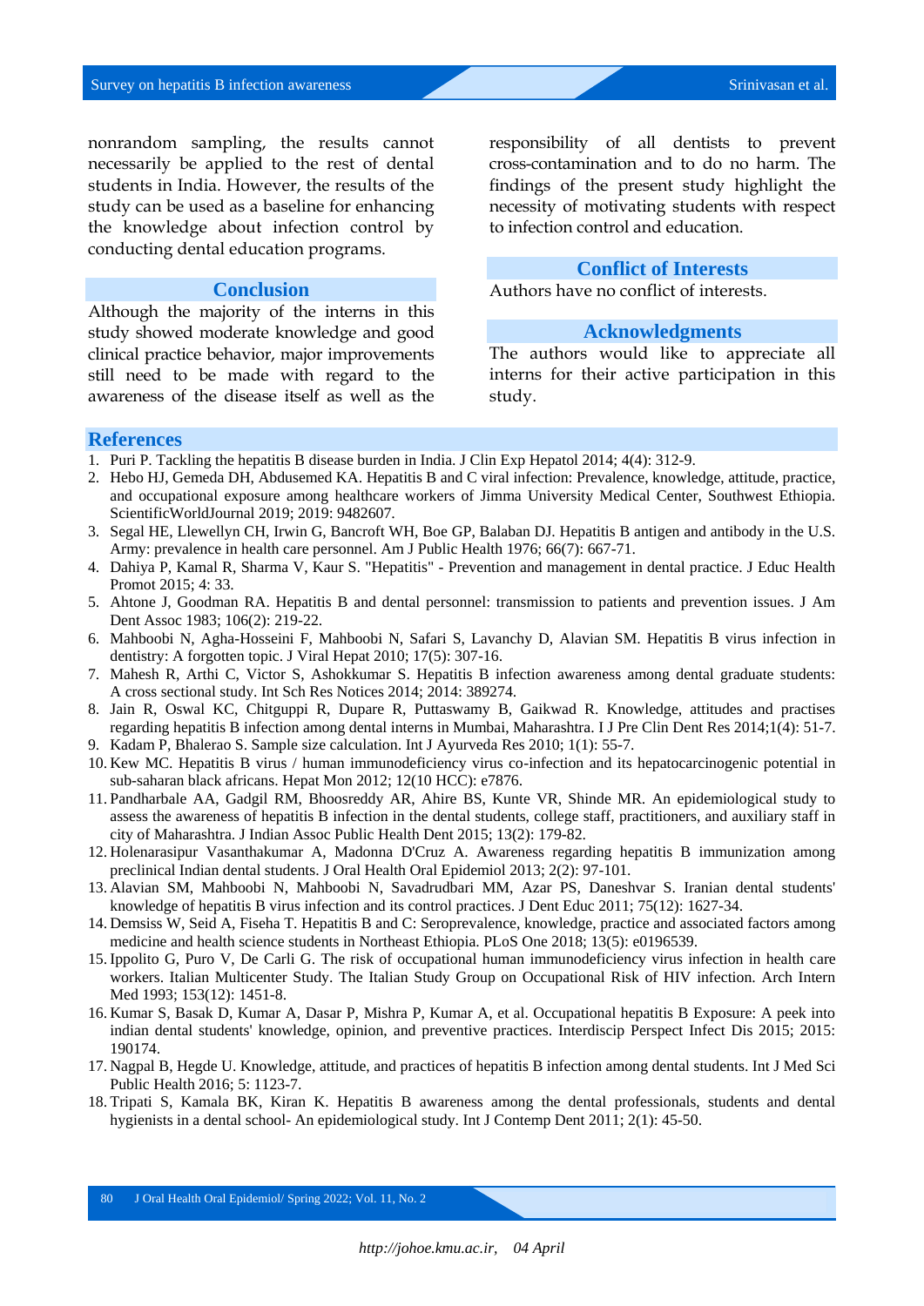nonrandom sampling, the results cannot necessarily be applied to the rest of dental students in India. However, the results of the study can be used as a baseline for enhancing the knowledge about infection control by conducting dental education programs.

## Conclusion

Although the majority of the interns in this study showed moderate knowledge and good clinical practice behavior, major improvements still need to be made with regard to the awareness of the disease itself as well as the responsibility of all dentists to prevent cross-contamination and to do no harm. The findings of the present study highlight the necessity of motivating students with respect to infection control and education.

## Conflict of Interests

Authors have no conflict of interests.

## Acknowledgments

The authors would like to appreciate all interns for their active participation in this study.

## References

1. Puri P. Tackling the hepatitis B disease burden in India. J Clin Exp Hepatol 2014; 4(4): 312-9.
2. Hebo HJ, Gemeda DH, Abdusemed KA. Hepatitis B and C viral infection: Prevalence, knowledge, attitude, practice, and occupational exposure among healthcare workers of Jimma University Medical Center, Southwest Ethiopia. ScientificWorldJournal 2019; 2019: 9482607.
3. Segal HE, Llewellyn CH, Irwin G, Bancroft WH, Boe GP, Balaban DJ. Hepatitis B antigen and antibody in the U.S. Army: prevalence in health care personnel. Am J Public Health 1976; 66(7): 667-71.
4. Dahiya P, Kamal R, Sharma V, Kaur S. "Hepatitis" - Prevention and management in dental practice. J Educ Health Promot 2015; 4: 33.
5. Ahtone J, Goodman RA. Hepatitis B and dental personnel: transmission to patients and prevention issues. J Am Dent Assoc 1983; 106(2): 219-22.
6. Mahboobi N, Agha-Hosseini F, Mahboobi N, Safari S, Lavanchy D, Alavian SM. Hepatitis B virus infection in dentistry: A forgotten topic. J Viral Hepat 2010; 17(5): 307-16.
7. Mahesh R, Arthi C, Victor S, Ashokkumar S. Hepatitis B infection awareness among dental graduate students: A cross sectional study. Int Sch Res Notices 2014; 2014: 389274.
8. Jain R, Oswal KC, Chitguppi R, Dupare R, Puttaswamy B, Gaikwad R. Knowledge, attitudes and practises regarding hepatitis B infection among dental interns in Mumbai, Maharashtra. I J Pre Clin Dent Res 2014;1(4): 51-7.
9. Kadam P, Bhalerao S. Sample size calculation. Int J Ayurveda Res 2010; 1(1): 55-7.
10. Kew MC. Hepatitis B virus / human immunodeficiency virus co-infection and its hepatocarcinogenic potential in sub-saharan black africans. Hepat Mon 2012; 12(10 HCC): e7876.
11. Pandharbale AA, Gadgil RM, Bhoosreddy AR, Ahire BS, Kunte VR, Shinde MR. An epidemiological study to assess the awareness of hepatitis B infection in the dental students, college staff, practitioners, and auxiliary staff in city of Maharashtra. J Indian Assoc Public Health Dent 2015; 13(2): 179-82.
12. Holenarasipur Vasanthakumar A, Madonna D'Cruz A. Awareness regarding hepatitis B immunization among preclinical Indian dental students. J Oral Health Oral Epidemiol 2013; 2(2): 97-101.
13. Alavian SM, Mahboobi N, Mahboobi N, Savadrudbari MM, Azar PS, Daneshvar S. Iranian dental students' knowledge of hepatitis B virus infection and its control practices. J Dent Educ 2011; 75(12): 1627-34.
14. Demsiss W, Seid A, Fiseha T. Hepatitis B and C: Seroprevalence, knowledge, practice and associated factors among medicine and health science students in Northeast Ethiopia. PLoS One 2018; 13(5): e0196539.
15. Ippolito G, Puro V, De Carli G. The risk of occupational human immunodeficiency virus infection in health care workers. Italian Multicenter Study. The Italian Study Group on Occupational Risk of HIV infection. Arch Intern Med 1993; 153(12): 1451-8.
16. Kumar S, Basak D, Kumar A, Dasar P, Mishra P, Kumar A, et al. Occupational hepatitis B Exposure: A peek into indian dental students' knowledge, opinion, and preventive practices. Interdiscip Perspect Infect Dis 2015; 2015: 190174.
17. Nagpal B, Hegde U. Knowledge, attitude, and practices of hepatitis B infection among dental students. Int J Med Sci Public Health 2016; 5: 1123-7.
18. Tripati S, Kamala BK, Kiran K. Hepatitis B awareness among the dental professionals, students and dental hygienists in a dental school- An epidemiological study. Int J Contemp Dent 2011; 2(1): 45-50.